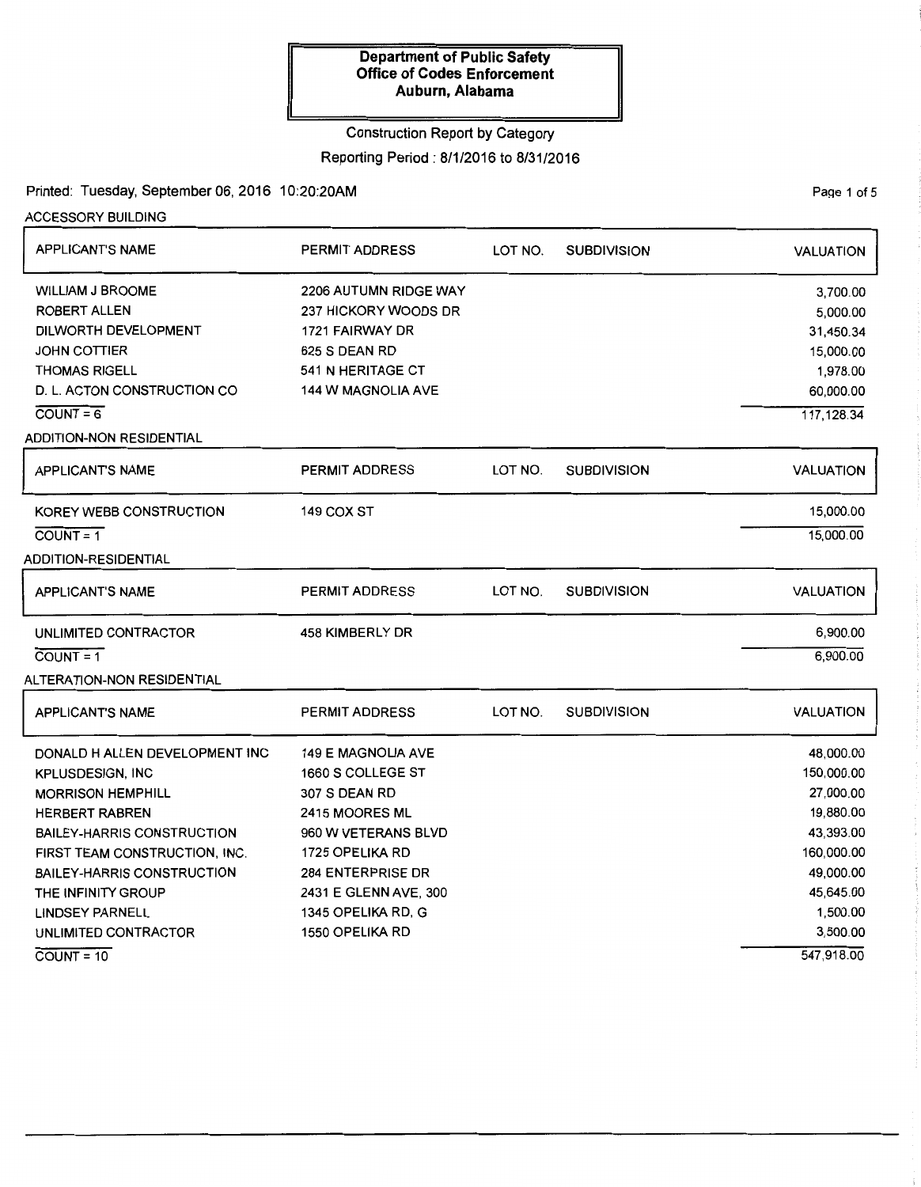**Department of Public Safety**
**Office of Codes Enforcement**
**Auburn, Alabama**

Construction Report by Category

Reporting Period : 8/1/2016 to 8/31/2016

Printed: Tuesday, September 06, 2016 10:20:20AM

ACCESSORY BUILDING

| APPLICANT'S NAME | PERMIT ADDRESS | LOT NO. | SUBDIVISION | VALUATION |
|---|---|---|---|---|
| WILLIAM J BROOME | 2206 AUTUMN RIDGE WAY | | | 3,700.00 |
| ROBERT ALLEN | 237 HICKORY WOODS DR | | | 5,000.00 |
| DILWORTH DEVELOPMENT | 1721 FAIRWAY DR | | | 31,450.34 |
| JOHN COTTIER | 625 S DEAN RD | | | 15,000.00 |
| THOMAS RIGELL | 541 N HERITAGE CT | | | 1,978.00 |
| D. L. ACTON CONSTRUCTION CO | 144 W MAGNOLIA AVE | | | 60,000.00 |
| COUNT = 6 | | | | 117,128.34 |

ADDITION-NON RESIDENTIAL

| APPLICANT'S NAME | PERMIT ADDRESS | LOT NO. | SUBDIVISION | VALUATION |
|---|---|---|---|---|
| KOREY WEBB CONSTRUCTION | 149 COX ST | | | 15,000.00 |
| COUNT = 1 | | | | 15,000.00 |

ADDITION-RESIDENTIAL

| APPLICANT'S NAME | PERMIT ADDRESS | LOT NO. | SUBDIVISION | VALUATION |
|---|---|---|---|---|
| UNLIMITED CONTRACTOR | 458 KIMBERLY DR | | | 6,900.00 |
| COUNT = 1 | | | | 6,900.00 |

ALTERATION-NON RESIDENTIAL

| APPLICANT'S NAME | PERMIT ADDRESS | LOT NO. | SUBDIVISION | VALUATION |
|---|---|---|---|---|
| DONALD H ALLEN DEVELOPMENT INC | 149 E MAGNOLIA AVE | | | 48,000.00 |
| KPLUSDESIGN, INC | 1660 S COLLEGE ST | | | 150,000.00 |
| MORRISON HEMPHILL | 307 S DEAN RD | | | 27,000.00 |
| HERBERT RABREN | 2415 MOORES ML | | | 19,880.00 |
| BAILEY-HARRIS CONSTRUCTION | 960 W VETERANS BLVD | | | 43,393.00 |
| FIRST TEAM CONSTRUCTION, INC. | 1725 OPELIKA RD | | | 160,000.00 |
| BAILEY-HARRIS CONSTRUCTION | 284 ENTERPRISE DR | | | 49,000.00 |
| THE INFINITY GROUP | 2431 E GLENN AVE, 300 | | | 45,645.00 |
| LINDSEY PARNELL | 1345 OPELIKA RD, G | | | 1,500.00 |
| UNLIMITED CONTRACTOR | 1550 OPELIKA RD | | | 3,500.00 |
| COUNT = 10 | | | | 547,918.00 |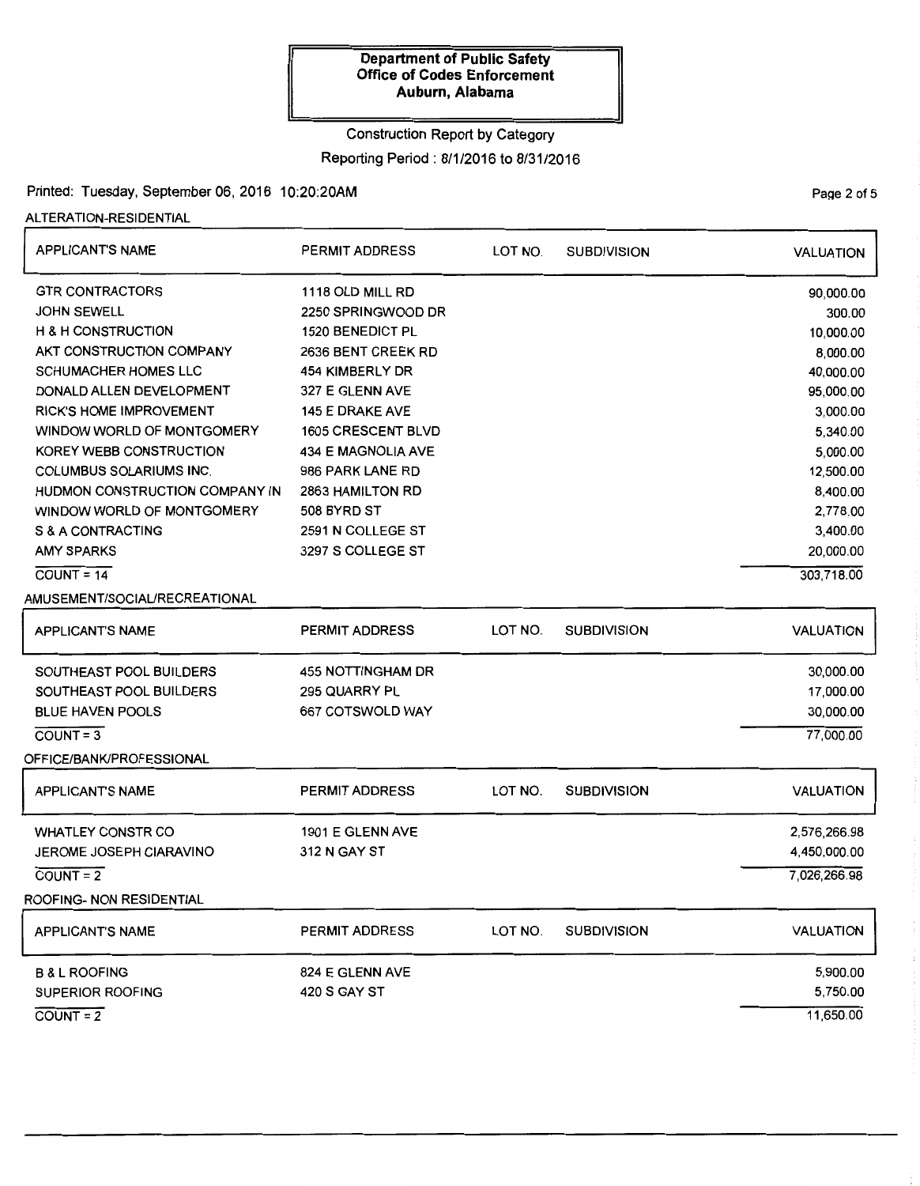**Department of Public Safety**
**Office of Codes Enforcement**
**Auburn, Alabama**

Construction Report by Category

Reporting Period : 8/1/2016 to 8/31/2016

Printed: Tuesday, September 06, 2016 10:20:20AM

ALTERATION-RESIDENTIAL

| APPLICANT'S NAME | PERMIT ADDRESS | LOT NO. | SUBDIVISION | VALUATION |
|---|---|---|---|---|
| GTR CONTRACTORS | 1118 OLD MILL RD | | | 90,000.00 |
| JOHN SEWELL | 2250 SPRINGWOOD DR | | | 300.00 |
| H & H CONSTRUCTION | 1520 BENEDICT PL | | | 10,000.00 |
| AKT CONSTRUCTION COMPANY | 2636 BENT CREEK RD | | | 8,000.00 |
| SCHUMACHER HOMES LLC | 454 KIMBERLY DR | | | 40,000.00 |
| DONALD ALLEN DEVELOPMENT | 327 E GLENN AVE | | | 95,000.00 |
| RICK'S HOME IMPROVEMENT | 145 E DRAKE AVE | | | 3,000.00 |
| WINDOW WORLD OF MONTGOMERY | 1605 CRESCENT BLVD | | | 5,340.00 |
| KOREY WEBB CONSTRUCTION | 434 E MAGNOLIA AVE | | | 5,000.00 |
| COLUMBUS SOLARIUMS INC. | 986 PARK LANE RD | | | 12,500.00 |
| HUDMON CONSTRUCTION COMPANY IN | 2863 HAMILTON RD | | | 8,400.00 |
| WINDOW WORLD OF MONTGOMERY | 508 BYRD ST | | | 2,778.00 |
| S & A CONTRACTING | 2591 N COLLEGE ST | | | 3,400.00 |
| AMY SPARKS | 3297 S COLLEGE ST | | | 20,000.00 |
| COUNT = 14 | | | | 303,718.00 |

AMUSEMENT/SOCIAL/RECREATIONAL

| APPLICANT'S NAME | PERMIT ADDRESS | LOT NO. | SUBDIVISION | VALUATION |
|---|---|---|---|---|
| SOUTHEAST POOL BUILDERS | 455 NOTTINGHAM DR | | | 30,000.00 |
| SOUTHEAST POOL BUILDERS | 295 QUARRY PL | | | 17,000.00 |
| BLUE HAVEN POOLS | 667 COTSWOLD WAY | | | 30,000.00 |
| COUNT = 3 | | | | 77,000.00 |

OFFICE/BANK/PROFESSIONAL

| APPLICANT'S NAME | PERMIT ADDRESS | LOT NO. | SUBDIVISION | VALUATION |
|---|---|---|---|---|
| WHATLEY CONSTR CO | 1901 E GLENN AVE | | | 2,576,266.98 |
| JEROME JOSEPH CIARAVINO | 312 N GAY ST | | | 4,450,000.00 |
| COUNT = 2 | | | | 7,026,266.98 |

ROOFING- NON RESIDENTIAL

| APPLICANT'S NAME | PERMIT ADDRESS | LOT NO. | SUBDIVISION | VALUATION |
|---|---|---|---|---|
| B & L ROOFING | 824 E GLENN AVE | | | 5,900.00 |
| SUPERIOR ROOFING | 420 S GAY ST | | | 5,750.00 |
| COUNT = 2 | | | | 11,650.00 |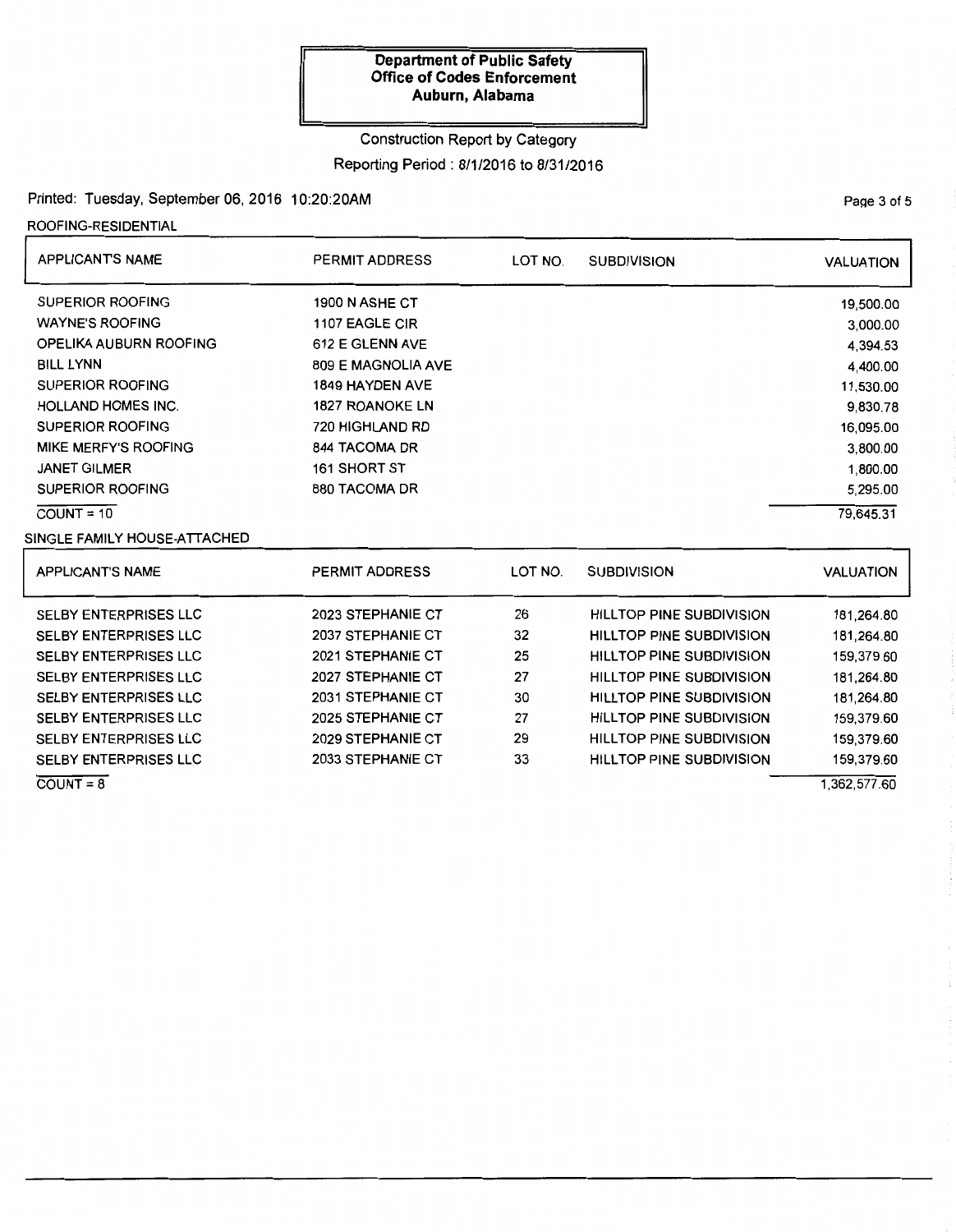**Department of Public Safety**
**Office of Codes Enforcement**
**Auburn, Alabama**

Construction Report by Category

Reporting Period : 8/1/2016 to 8/31/2016

Printed: Tuesday, September 06, 2016 10:20:20AM

ROOFING-RESIDENTIAL

| APPLICANT'S NAME | PERMIT ADDRESS | LOT NO. | SUBDIVISION | VALUATION |
|---|---|---|---|---|
| SUPERIOR ROOFING | 1900 N ASHE CT | | | 19,500.00 |
| WAYNE'S ROOFING | 1107 EAGLE CIR | | | 3,000.00 |
| OPELIKA AUBURN ROOFING | 612 E GLENN AVE | | | 4,394.53 |
| BILL LYNN | 809 E MAGNOLIA AVE | | | 4,400.00 |
| SUPERIOR ROOFING | 1849 HAYDEN AVE | | | 11,530.00 |
| HOLLAND HOMES INC. | 1827 ROANOKE LN | | | 9,830.78 |
| SUPERIOR ROOFING | 720 HIGHLAND RD | | | 16,095.00 |
| MIKE MERFY'S ROOFING | 844 TACOMA DR | | | 3,800.00 |
| JANET GILMER | 161 SHORT ST | | | 1,800.00 |
| SUPERIOR ROOFING | 880 TACOMA DR | | | 5,295.00 |
| COUNT = 10 | | | | 79,645.31 |

SINGLE FAMILY HOUSE-ATTACHED

| APPLICANT'S NAME | PERMIT ADDRESS | LOT NO. | SUBDIVISION | VALUATION |
|---|---|---|---|---|
| SELBY ENTERPRISES LLC | 2023 STEPHANIE CT | 26 | HILLTOP PINE SUBDIVISION | 181,264.80 |
| SELBY ENTERPRISES LLC | 2037 STEPHANIE CT | 32 | HILLTOP PINE SUBDIVISION | 181,264.80 |
| SELBY ENTERPRISES LLC | 2021 STEPHANIE CT | 25 | HILLTOP PINE SUBDIVISION | 159,379.60 |
| SELBY ENTERPRISES LLC | 2027 STEPHANIE CT | 27 | HILLTOP PINE SUBDIVISION | 181,264.80 |
| SELBY ENTERPRISES LLC | 2031 STEPHANIE CT | 30 | HILLTOP PINE SUBDIVISION | 181,264.80 |
| SELBY ENTERPRISES LLC | 2025 STEPHANIE CT | 27 | HILLTOP PINE SUBDIVISION | 159,379.60 |
| SELBY ENTERPRISES LLC | 2029 STEPHANIE CT | 29 | HILLTOP PINE SUBDIVISION | 159,379.60 |
| SELBY ENTERPRISES LLC | 2033 STEPHANIE CT | 33 | HILLTOP PINE SUBDIVISION | 159,379.60 |
| COUNT = 8 | | | | 1,362,577.60 |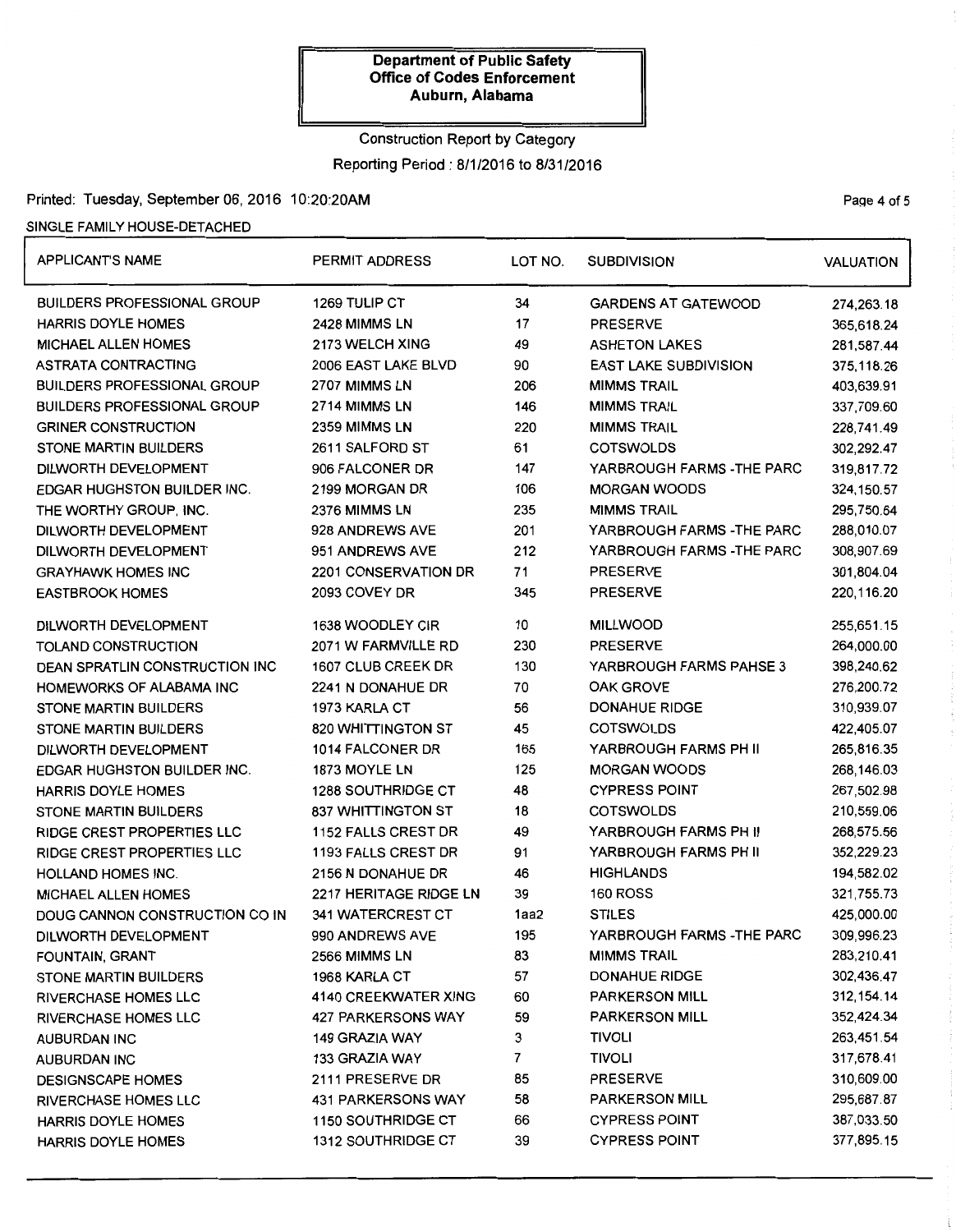**Department of Public Safety**
**Office of Codes Enforcement**
**Auburn, Alabama**

Construction Report by Category

Reporting Period : 8/1/2016 to 8/31/2016

Printed: Tuesday, September 06, 2016 10:20:20AM

SINGLE FAMILY HOUSE-DETACHED

| APPLICANT'S NAME | PERMIT ADDRESS | LOT NO. | SUBDIVISION | VALUATION |
|---|---|---|---|---|
| BUILDERS PROFESSIONAL GROUP | 1269 TULIP CT | 34 | GARDENS AT GATEWOOD | 274,263.18 |
| HARRIS DOYLE HOMES | 2428 MIMMS LN | 17 | PRESERVE | 365,618.24 |
| MICHAEL ALLEN HOMES | 2173 WELCH XING | 49 | ASHETON LAKES | 281,587.44 |
| ASTRATA CONTRACTING | 2006 EAST LAKE BLVD | 90 | EAST LAKE SUBDIVISION | 375,118.26 |
| BUILDERS PROFESSIONAL GROUP | 2707 MIMMS LN | 206 | MIMMS TRAIL | 403,639.91 |
| BUILDERS PROFESSIONAL GROUP | 2714 MIMMS LN | 146 | MIMMS TRAIL | 337,709.60 |
| GRINER CONSTRUCTION | 2359 MIMMS LN | 220 | MIMMS TRAIL | 228,741.49 |
| STONE MARTIN BUILDERS | 2611 SALFORD ST | 61 | COTSWOLDS | 302,292.47 |
| DILWORTH DEVELOPMENT | 906 FALCONER DR | 147 | YARBROUGH FARMS -THE PARC | 319,817.72 |
| EDGAR HUGHSTON BUILDER INC. | 2199 MORGAN DR | 106 | MORGAN WOODS | 324,150.57 |
| THE WORTHY GROUP, INC. | 2376 MIMMS LN | 235 | MIMMS TRAIL | 295,750.64 |
| DILWORTH DEVELOPMENT | 928 ANDREWS AVE | 201 | YARBROUGH FARMS -THE PARC | 288,010.07 |
| DILWORTH DEVELOPMENT | 951 ANDREWS AVE | 212 | YARBROUGH FARMS -THE PARC | 308,907.69 |
| GRAYHAWK HOMES INC | 2201 CONSERVATION DR | 71 | PRESERVE | 301,804.04 |
| EASTBROOK HOMES | 2093 COVEY DR | 345 | PRESERVE | 220,116.20 |
| DILWORTH DEVELOPMENT | 1638 WOODLEY CIR | 10 | MILLWOOD | 255,651.15 |
| TOLAND CONSTRUCTION | 2071 W FARMVILLE RD | 230 | PRESERVE | 264,000.00 |
| DEAN SPRATLIN CONSTRUCTION INC | 1607 CLUB CREEK DR | 130 | YARBROUGH FARMS PAHSE 3 | 398,240.62 |
| HOMEWORKS OF ALABAMA INC | 2241 N DONAHUE DR | 70 | OAK GROVE | 276,200.72 |
| STONE MARTIN BUILDERS | 1973 KARLA CT | 56 | DONAHUE RIDGE | 310,939.07 |
| STONE MARTIN BUILDERS | 820 WHITTINGTON ST | 45 | COTSWOLDS | 422,405.07 |
| DILWORTH DEVELOPMENT | 1014 FALCONER DR | 165 | YARBROUGH FARMS PH II | 265,816.35 |
| EDGAR HUGHSTON BUILDER INC. | 1873 MOYLE LN | 125 | MORGAN WOODS | 268,146.03 |
| HARRIS DOYLE HOMES | 1288 SOUTHRIDGE CT | 48 | CYPRESS POINT | 267,502.98 |
| STONE MARTIN BUILDERS | 837 WHITTINGTON ST | 18 | COTSWOLDS | 210,559.06 |
| RIDGE CREST PROPERTIES LLC | 1152 FALLS CREST DR | 49 | YARBROUGH FARMS PH II | 268,575.56 |
| RIDGE CREST PROPERTIES LLC | 1193 FALLS CREST DR | 91 | YARBROUGH FARMS PH II | 352,229.23 |
| HOLLAND HOMES INC. | 2156 N DONAHUE DR | 46 | HIGHLANDS | 194,582.02 |
| MICHAEL ALLEN HOMES | 2217 HERITAGE RIDGE LN | 39 | 160 ROSS | 321,755.73 |
| DOUG CANNON CONSTRUCTION CO IN | 341 WATERCREST CT | 1aa2 | STILES | 425,000.00 |
| DILWORTH DEVELOPMENT | 990 ANDREWS AVE | 195 | YARBROUGH FARMS -THE PARC | 309,996.23 |
| FOUNTAIN, GRANT | 2566 MIMMS LN | 83 | MIMMS TRAIL | 283,210.41 |
| STONE MARTIN BUILDERS | 1968 KARLA CT | 57 | DONAHUE RIDGE | 302,436.47 |
| RIVERCHASE HOMES LLC | 4140 CREEKWATER XING | 60 | PARKERSON MILL | 312,154.14 |
| RIVERCHASE HOMES LLC | 427 PARKERSONS WAY | 59 | PARKERSON MILL | 352,424.34 |
| AUBURDAN INC | 149 GRAZIA WAY | 3 | TIVOLI | 263,451.54 |
| AUBURDAN INC | 133 GRAZIA WAY | 7 | TIVOLI | 317,678.41 |
| DESIGNSCAPE HOMES | 2111 PRESERVE DR | 85 | PRESERVE | 310,609.00 |
| RIVERCHASE HOMES LLC | 431 PARKERSONS WAY | 58 | PARKERSON MILL | 295,687.87 |
| HARRIS DOYLE HOMES | 1150 SOUTHRIDGE CT | 66 | CYPRESS POINT | 387,033.50 |
| HARRIS DOYLE HOMES | 1312 SOUTHRIDGE CT | 39 | CYPRESS POINT | 377,895.15 |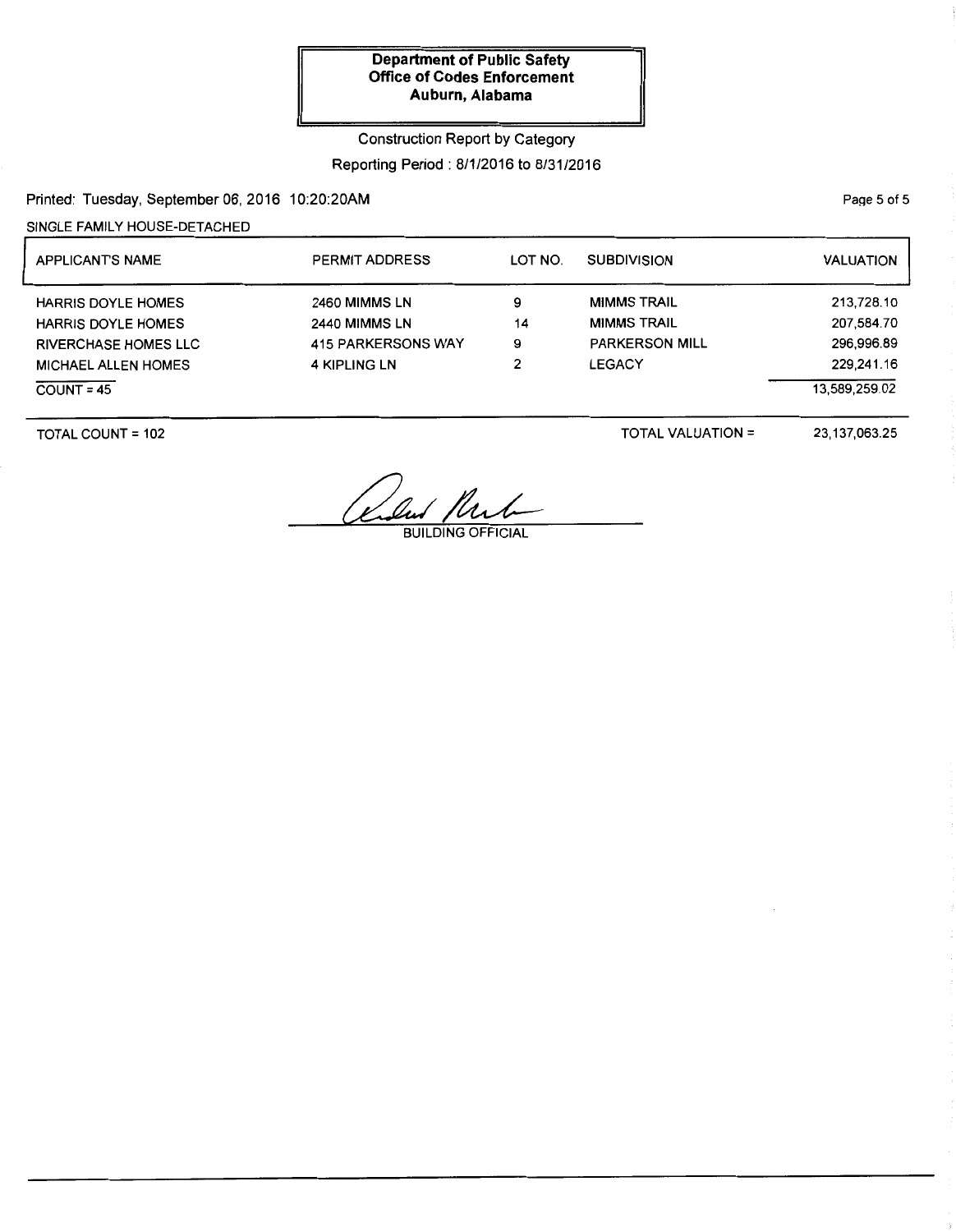**Department of Public Safety**
**Office of Codes Enforcement**
**Auburn, Alabama**

Construction Report by Category

Reporting Period : 8/1/2016 to 8/31/2016

Printed: Tuesday, September 06, 2016 10:20:20AM

SINGLE FAMILY HOUSE-DETACHED

| APPLICANT'S NAME | PERMIT ADDRESS | LOT NO. | SUBDIVISION | VALUATION |
|---|---|---|---|---|
| HARRIS DOYLE HOMES | 2460 MIMMS LN | 9 | MIMMS TRAIL | 213,728.10 |
| HARRIS DOYLE HOMES | 2440 MIMMS LN | 14 | MIMMS TRAIL | 207,584.70 |
| RIVERCHASE HOMES LLC | 415 PARKERSONS WAY | 9 | PARKERSON MILL | 296,996.89 |
| MICHAEL ALLEN HOMES | 4 KIPLING LN | 2 | LEGACY | 229,241.16 |
| COUNT = 45 | | | | 13,589,259.02 |

TOTAL COUNT = 102

TOTAL VALUATION = 23,137,063.25

BUILDING OFFICIAL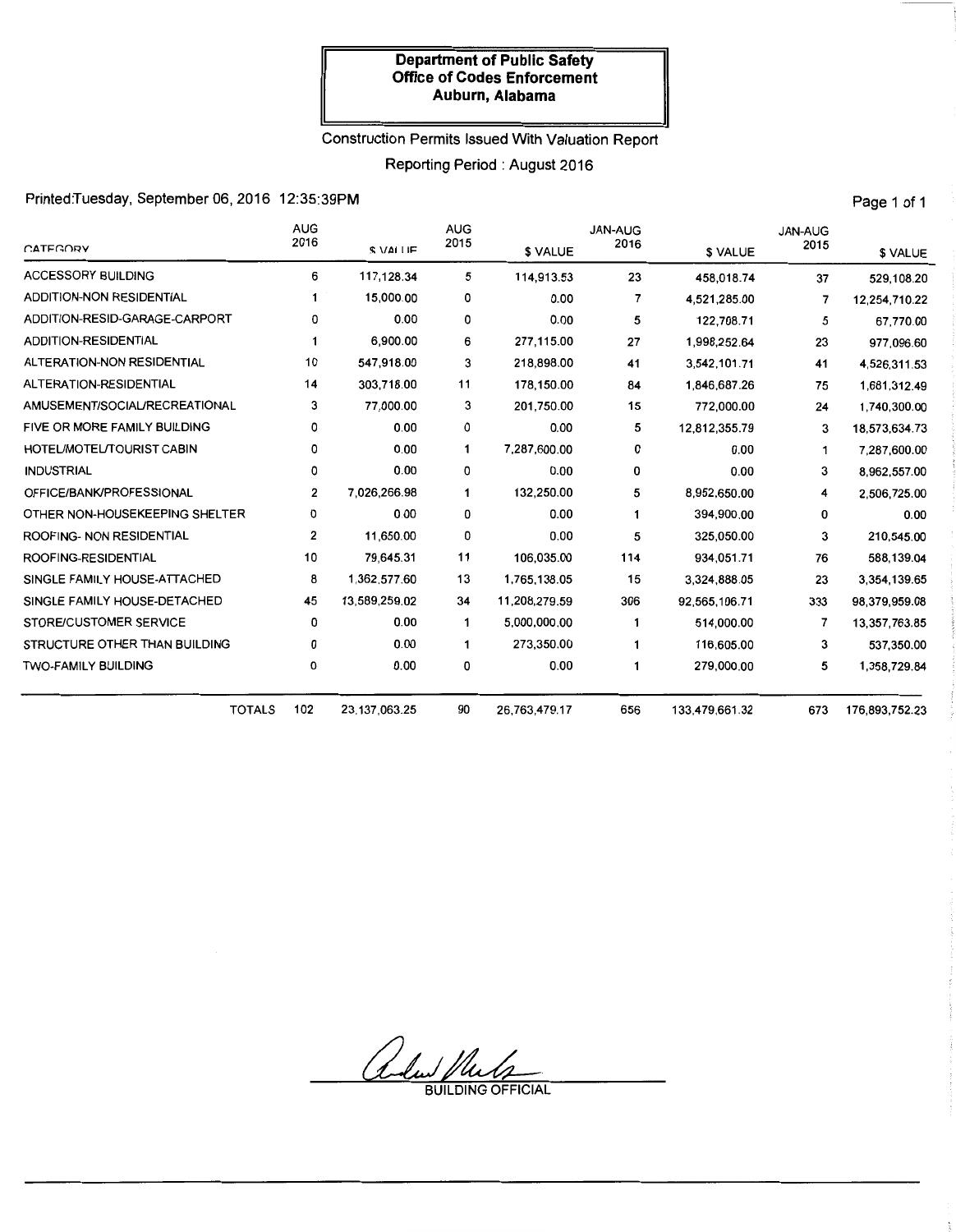**Department of Public Safety**
**Office of Codes Enforcement**
**Auburn, Alabama**

Construction Permits Issued With Valuation Report

Reporting Period : August 2016

Printed:Tuesday, September 06, 2016 12:35:39PM

| CATEGORY | AUG 2016 | $ VALUE | AUG 2015 | $ VALUE | JAN-AUG 2016 | $ VALUE | JAN-AUG 2015 | $ VALUE |
|---|---|---|---|---|---|---|---|---|
| ACCESSORY BUILDING | 6 | 117,128.34 | 5 | 114,913.53 | 23 | 458,018.74 | 37 | 529,108.20 |
| ADDITION-NON RESIDENTIAL | 1 | 15,000.00 | 0 | 0.00 | 7 | 4,521,285.00 | 7 | 12,254,710.22 |
| ADDITION-RESID-GARAGE-CARPORT | 0 | 0.00 | 0 | 0.00 | 5 | 122,708.71 | 5 | 67,770.00 |
| ADDITION-RESIDENTIAL | 1 | 6,900.00 | 6 | 277,115.00 | 27 | 1,998,252.64 | 23 | 977,096.60 |
| ALTERATION-NON RESIDENTIAL | 10 | 547,918.00 | 3 | 218,898.00 | 41 | 3,542,101.71 | 41 | 4,526,311.53 |
| ALTERATION-RESIDENTIAL | 14 | 303,718.00 | 11 | 178,150.00 | 84 | 1,846,687.26 | 75 | 1,681,312.49 |
| AMUSEMENT/SOCIAL/RECREATIONAL | 3 | 77,000.00 | 3 | 201,750.00 | 15 | 772,000.00 | 24 | 1,740,300.00 |
| FIVE OR MORE FAMILY BUILDING | 0 | 0.00 | 0 | 0.00 | 5 | 12,812,355.79 | 3 | 18,573,634.73 |
| HOTEL/MOTEL/TOURIST CABIN | 0 | 0.00 | 1 | 7,287,600.00 | 0 | 0.00 | 1 | 7,287,600.00 |
| INDUSTRIAL | 0 | 0.00 | 0 | 0.00 | 0 | 0.00 | 3 | 8,962,557.00 |
| OFFICE/BANK/PROFESSIONAL | 2 | 7,026,266.98 | 1 | 132,250.00 | 5 | 8,952,650.00 | 4 | 2,506,725.00 |
| OTHER NON-HOUSEKEEPING SHELTER | 0 | 0.00 | 0 | 0.00 | 1 | 394,900.00 | 0 | 0.00 |
| ROOFING- NON RESIDENTIAL | 2 | 11,650.00 | 0 | 0.00 | 5 | 325,050.00 | 3 | 210,545.00 |
| ROOFING-RESIDENTIAL | 10 | 79,645.31 | 11 | 106,035.00 | 114 | 934,051.71 | 76 | 588,139.04 |
| SINGLE FAMILY HOUSE-ATTACHED | 8 | 1,362,577.60 | 13 | 1,765,138.05 | 15 | 3,324,888.05 | 23 | 3,354,139.65 |
| SINGLE FAMILY HOUSE-DETACHED | 45 | 13,589,259.02 | 34 | 11,208,279.59 | 306 | 92,565,106.71 | 333 | 98,379,959.08 |
| STORE/CUSTOMER SERVICE | 0 | 0.00 | 1 | 5,000,000.00 | 1 | 514,000.00 | 7 | 13,357,763.85 |
| STRUCTURE OTHER THAN BUILDING | 0 | 0.00 | 1 | 273,350.00 | 1 | 116,605.00 | 3 | 537,350.00 |
| TWO-FAMILY BUILDING | 0 | 0.00 | 0 | 0.00 | 1 | 279,000.00 | 5 | 1,358,729.84 |
| TOTALS | 102 | 23,137,063.25 | 90 | 26,763,479.17 | 656 | 133,479,661.32 | 673 | 176,893,752.23 |

BUILDING OFFICIAL